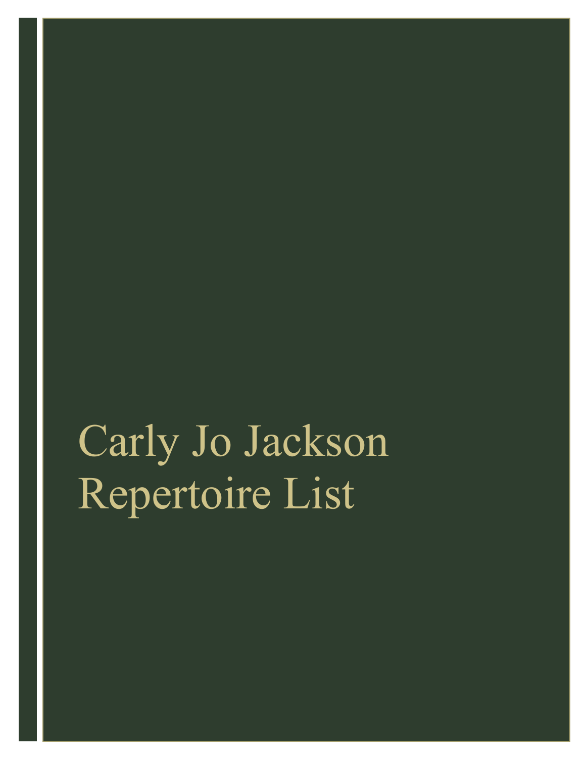# Carly Jo Jackson Repertoire List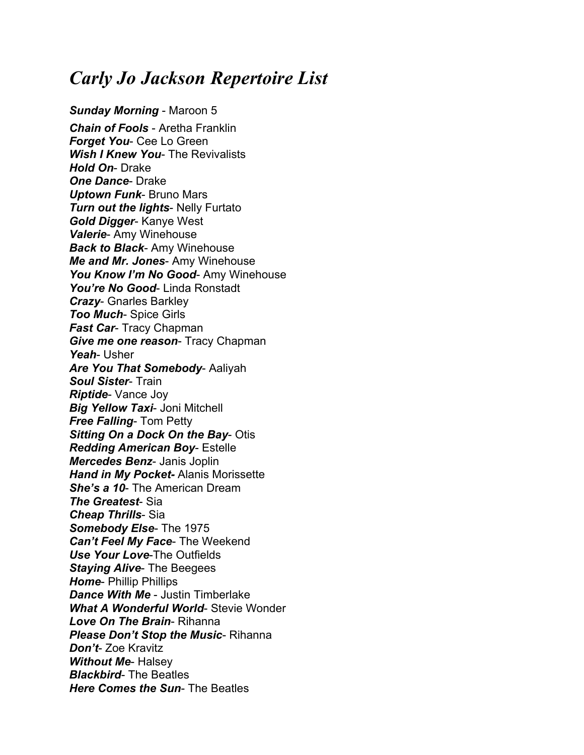# *Carly Jo Jackson Repertoire List*

***Sunday Morning*** - Maroon 5

***Chain of Fools*** - Aretha Franklin
***Forget You***- Cee Lo Green
***Wish I Knew You***- The Revivalists
***Hold On***- Drake
***One Dance***- Drake
***Uptown Funk***- Bruno Mars
***Turn out the lights***- Nelly Furtato
***Gold Digger***- Kanye West
***Valerie***- Amy Winehouse
***Back to Black***- Amy Winehouse
***Me and Mr. Jones***- Amy Winehouse
***You Know I'm No Good***- Amy Winehouse
***You're No Good***- Linda Ronstadt
***Crazy***- Gnarles Barkley
***Too Much***- Spice Girls
***Fast Car***- Tracy Chapman
***Give me one reason***- Tracy Chapman
***Yeah***- Usher
***Are You That Somebody***- Aaliyah
***Soul Sister***- Train
***Riptide***- Vance Joy
***Big Yellow Taxi***- Joni Mitchell
***Free Falling***- Tom Petty
***Sitting On a Dock On the Bay***- Otis
***Redding American Boy***- Estelle
***Mercedes Benz***- Janis Joplin
***Hand in My Pocket-*** Alanis Morissette
***She's a 10***- The American Dream
***The Greatest***- Sia
***Cheap Thrills***- Sia
***Somebody Else***- The 1975
***Can't Feel My Face***- The Weekend
***Use Your Love***-The Outfields
***Staying Alive***- The Beegees
***Home***- Phillip Phillips
***Dance With Me*** - Justin Timberlake
***What A Wonderful World***- Stevie Wonder
***Love On The Brain***- Rihanna
***Please Don't Stop the Music***- Rihanna
***Don't***- Zoe Kravitz
***Without Me***- Halsey
***Blackbird***- The Beatles
***Here Comes the Sun***- The Beatles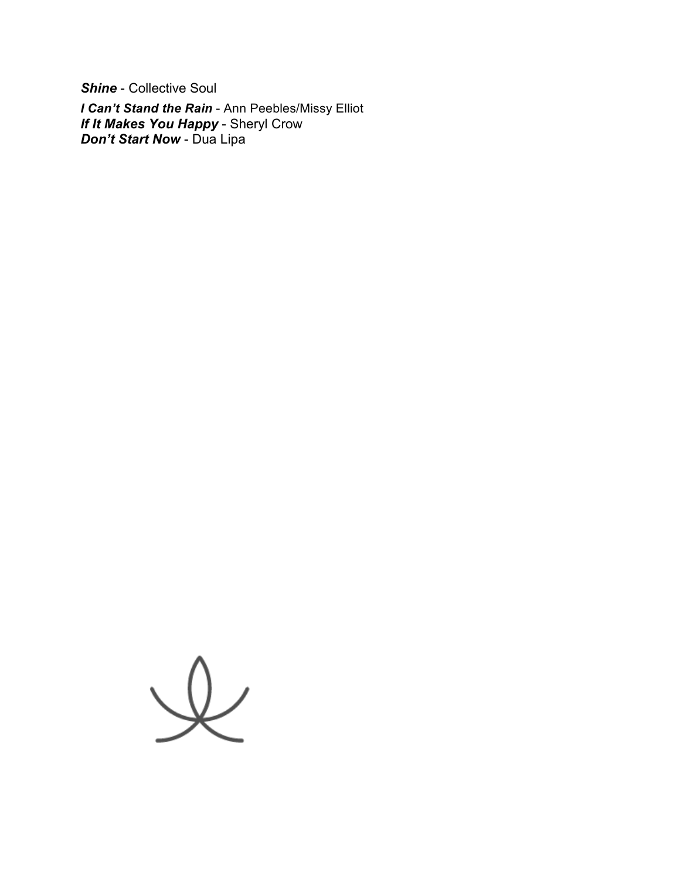***Shine*** - Collective Soul

***I Can't Stand the Rain*** - Ann Peebles/Missy Elliot
***If It Makes You Happy*** - Sheryl Crow
***Don't Start Now*** - Dua Lipa